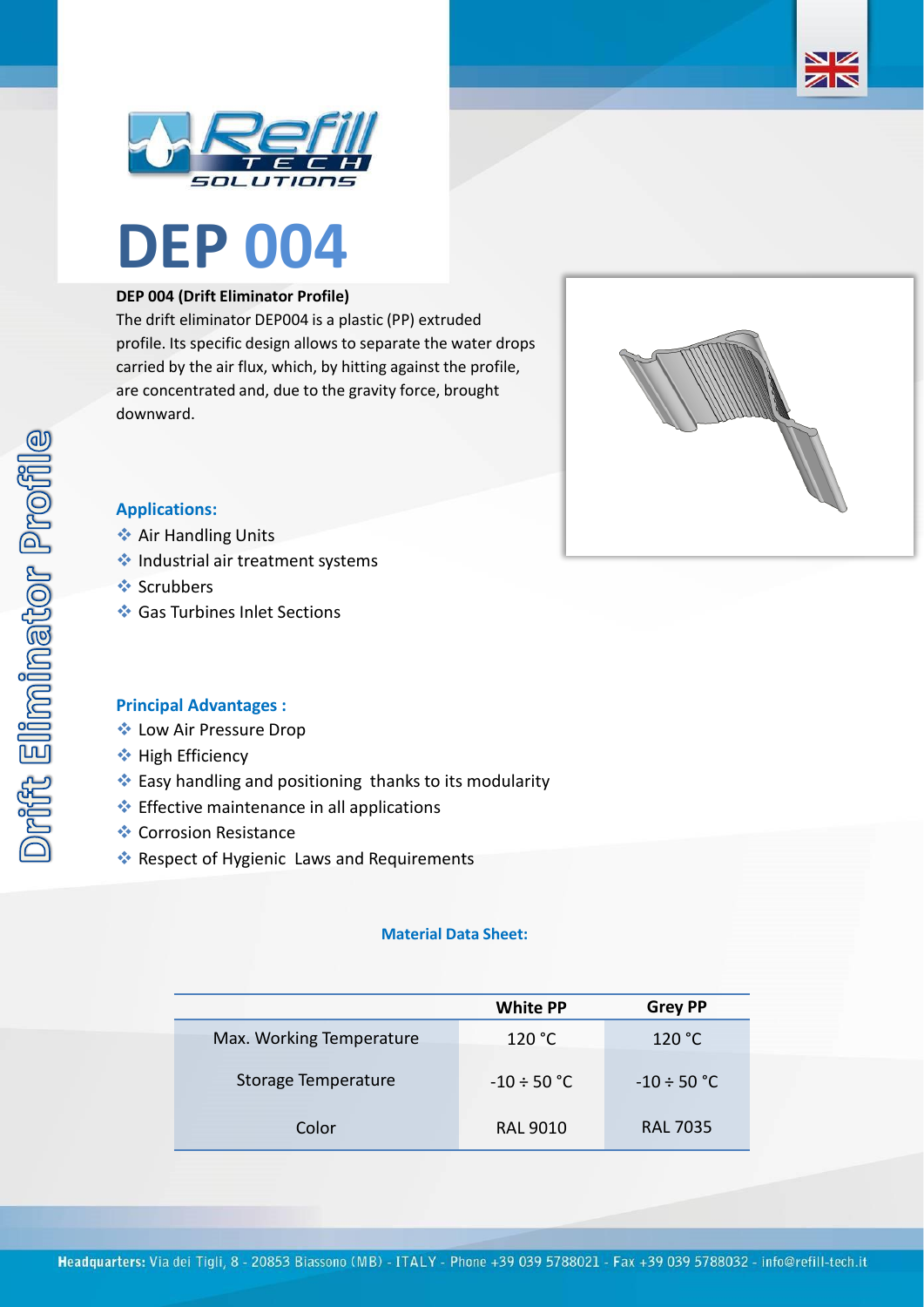# DEP 004

**DEP 004 (Drift Eliminator Profile)**

The drift eliminator DEP004 is a plastic (PP) extruded profile. Its specific design allows to separate the water drops carried by the air flux, which, by hitting against the profile, are concentrated and, due to the gravity force, brought downward.

Drift Eliminator Profile

### Applications:

- Air Handling Units
- Industrial air treatment systems
- Scrubbers
- Gas Turbines Inlet Sections

### Principal Advantages :

- Low Air Pressure Drop
- High Efficiency
- Easy handling and positioning thanks to its modularity
- Effective maintenance in all applications
- Corrosion Resistance
- Respect of Hygienic Laws and Requirements

### Material Data Sheet:

| | White PP | Grey PP |
|---|---|---|
| Max. Working Temperature | 120 °C | 120 °C |
| Storage Temperature | -10 ÷ 50 °C | -10 ÷ 50 °C |
| Color | RAL 9010 | RAL 7035 |

**Headquarters:** Via dei Tigli, 8 - 20853 Biassono (MB) - ITALY - Phone +39 039 5788021 - Fax +39 039 5788032 - info@refill-tech.it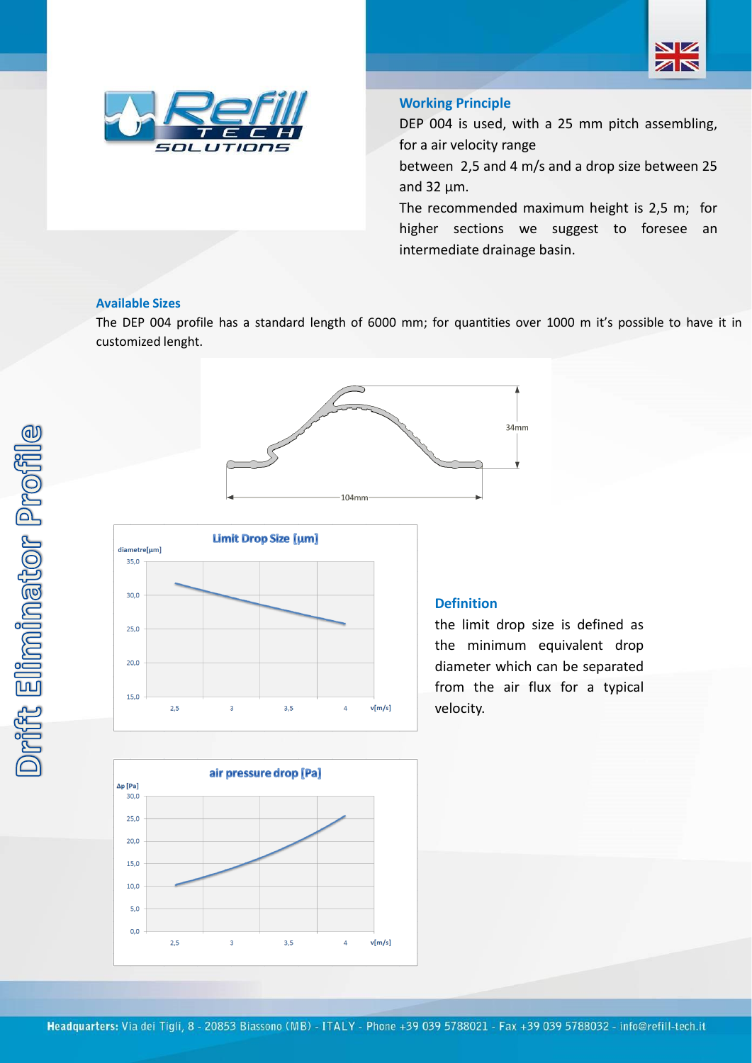## Working Principle

DEP 004 is used, with a 25 mm pitch assembling, for a air velocity range between 2,5 and 4 m/s and a drop size between 25 and 32 µm.

The recommended maximum height is 2,5 m; for higher sections we suggest to foresee an intermediate drainage basin.

## Available Sizes

The DEP 004 profile has a standard length of 6000 mm; for quantities over 1000 m it's possible to have it in customized lenght.

34mm

104mm

Limit Drop Size [µm]

diametre[µm]

35,0
30,0
25,0
20,0
15,0

2,5
3
3,5
4
v[m/s]

## Definition

the limit drop size is defined as the minimum equivalent drop diameter which can be separated from the air flux for a typical velocity.

air pressure drop [Pa]

Δp [Pa]

30,0
25,0
20,0
15,0
10,0
5,0
0,0

2,5
3
3,5
4
v[m/s]

Drift Eliminator Profile

**Headquarters:** Via dei Tigli, 8 - 20853 Biassono (MB) - ITALY - Phone +39 039 5788021 - Fax +39 039 5788032 - info@refill-tech.it